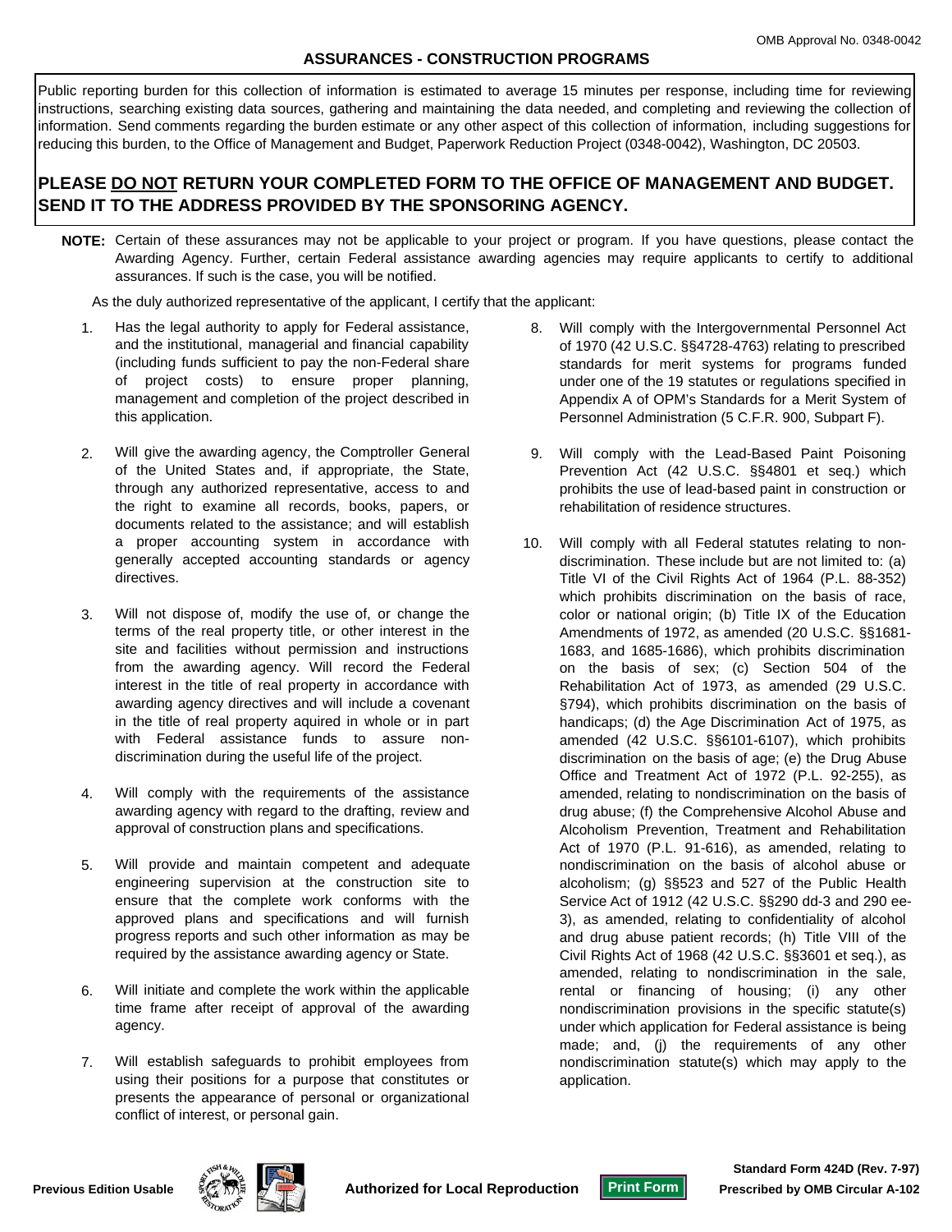OMB Approval No. 0348-0042

# ASSURANCES - CONSTRUCTION PROGRAMS

Public reporting burden for this collection of information is estimated to average 15 minutes per response, including time for reviewing instructions, searching existing data sources, gathering and maintaining the data needed, and completing and reviewing the collection of information. Send comments regarding the burden estimate or any other aspect of this collection of information, including suggestions for reducing this burden, to the Office of Management and Budget, Paperwork Reduction Project (0348-0042), Washington, DC 20503.

**PLEASE DO NOT RETURN YOUR COMPLETED FORM TO THE OFFICE OF MANAGEMENT AND BUDGET. SEND IT TO THE ADDRESS PROVIDED BY THE SPONSORING AGENCY.**

**NOTE:** Certain of these assurances may not be applicable to your project or program. If you have questions, please contact the Awarding Agency. Further, certain Federal assistance awarding agencies may require applicants to certify to additional assurances. If such is the case, you will be notified.

As the duly authorized representative of the applicant, I certify that the applicant:

1. Has the legal authority to apply for Federal assistance, and the institutional, managerial and financial capability (including funds sufficient to pay the non-Federal share of project costs) to ensure proper planning, management and completion of the project described in this application.

2. Will give the awarding agency, the Comptroller General of the United States and, if appropriate, the State, through any authorized representative, access to and the right to examine all records, books, papers, or documents related to the assistance; and will establish a proper accounting system in accordance with generally accepted accounting standards or agency directives.

3. Will not dispose of, modify the use of, or change the terms of the real property title, or other interest in the site and facilities without permission and instructions from the awarding agency. Will record the Federal interest in the title of real property in accordance with awarding agency directives and will include a covenant in the title of real property aquired in whole or in part with Federal assistance funds to assure non-discrimination during the useful life of the project.

4. Will comply with the requirements of the assistance awarding agency with regard to the drafting, review and approval of construction plans and specifications.

5. Will provide and maintain competent and adequate engineering supervision at the construction site to ensure that the complete work conforms with the approved plans and specifications and will furnish progress reports and such other information as may be required by the assistance awarding agency or State.

6. Will initiate and complete the work within the applicable time frame after receipt of approval of the awarding agency.

7. Will establish safeguards to prohibit employees from using their positions for a purpose that constitutes or presents the appearance of personal or organizational conflict of interest, or personal gain.

8. Will comply with the Intergovernmental Personnel Act of 1970 (42 U.S.C. §§4728-4763) relating to prescribed standards for merit systems for programs funded under one of the 19 statutes or regulations specified in Appendix A of OPM's Standards for a Merit System of Personnel Administration (5 C.F.R. 900, Subpart F).

9. Will comply with the Lead-Based Paint Poisoning Prevention Act (42 U.S.C. §§4801 et seq.) which prohibits the use of lead-based paint in construction or rehabilitation of residence structures.

10. Will comply with all Federal statutes relating to non-discrimination. These include but are not limited to: (a) Title VI of the Civil Rights Act of 1964 (P.L. 88-352) which prohibits discrimination on the basis of race, color or national origin; (b) Title IX of the Education Amendments of 1972, as amended (20 U.S.C. §§1681-1683, and 1685-1686), which prohibits discrimination on the basis of sex; (c) Section 504 of the Rehabilitation Act of 1973, as amended (29 U.S.C. §794), which prohibits discrimination on the basis of handicaps; (d) the Age Discrimination Act of 1975, as amended (42 U.S.C. §§6101-6107), which prohibits discrimination on the basis of age; (e) the Drug Abuse Office and Treatment Act of 1972 (P.L. 92-255), as amended, relating to nondiscrimination on the basis of drug abuse; (f) the Comprehensive Alcohol Abuse and Alcoholism Prevention, Treatment and Rehabilitation Act of 1970 (P.L. 91-616), as amended, relating to nondiscrimination on the basis of alcohol abuse or alcoholism; (g) §§523 and 527 of the Public Health Service Act of 1912 (42 U.S.C. §§290 dd-3 and 290 ee-3), as amended, relating to confidentiality of alcohol and drug abuse patient records; (h) Title VIII of the Civil Rights Act of 1968 (42 U.S.C. §§3601 et seq.), as amended, relating to nondiscrimination in the sale, rental or financing of housing; (i) any other nondiscrimination provisions in the specific statute(s) under which application for Federal assistance is being made; and, (j) the requirements of any other nondiscrimination statute(s) which may apply to the application.

**Previous Edition Usable** **Authorized for Local Reproduction** **Print Form** **Standard Form 424D (Rev. 7-97)** **Prescribed by OMB Circular A-102**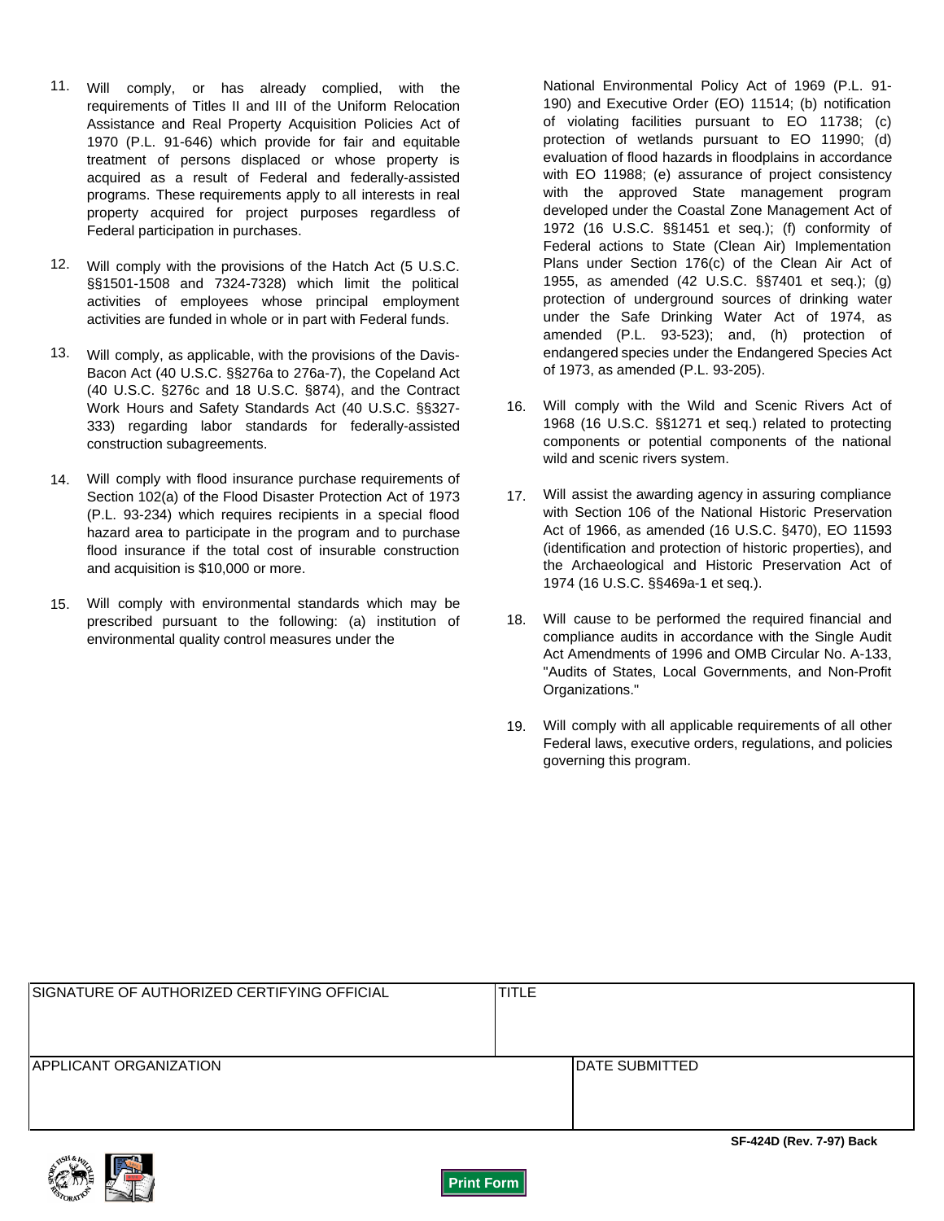11. Will comply, or has already complied, with the requirements of Titles II and III of the Uniform Relocation Assistance and Real Property Acquisition Policies Act of 1970 (P.L. 91-646) which provide for fair and equitable treatment of persons displaced or whose property is acquired as a result of Federal and federally-assisted programs. These requirements apply to all interests in real property acquired for project purposes regardless of Federal participation in purchases.

12. Will comply with the provisions of the Hatch Act (5 U.S.C. §§1501-1508 and 7324-7328) which limit the political activities of employees whose principal employment activities are funded in whole or in part with Federal funds.

13. Will comply, as applicable, with the provisions of the Davis-Bacon Act (40 U.S.C. §§276a to 276a-7), the Copeland Act (40 U.S.C. §276c and 18 U.S.C. §874), and the Contract Work Hours and Safety Standards Act (40 U.S.C. §§327-333) regarding labor standards for federally-assisted construction subagreements.

14. Will comply with flood insurance purchase requirements of Section 102(a) of the Flood Disaster Protection Act of 1973 (P.L. 93-234) which requires recipients in a special flood hazard area to participate in the program and to purchase flood insurance if the total cost of insurable construction and acquisition is $10,000 or more.

15. Will comply with environmental standards which may be prescribed pursuant to the following: (a) institution of environmental quality control measures under the National Environmental Policy Act of 1969 (P.L. 91-190) and Executive Order (EO) 11514; (b) notification of violating facilities pursuant to EO 11738; (c) protection of wetlands pursuant to EO 11990; (d) evaluation of flood hazards in floodplains in accordance with EO 11988; (e) assurance of project consistency with the approved State management program developed under the Coastal Zone Management Act of 1972 (16 U.S.C. §§1451 et seq.); (f) conformity of Federal actions to State (Clean Air) Implementation Plans under Section 176(c) of the Clean Air Act of 1955, as amended (42 U.S.C. §§7401 et seq.); (g) protection of underground sources of drinking water under the Safe Drinking Water Act of 1974, as amended (P.L. 93-523); and, (h) protection of endangered species under the Endangered Species Act of 1973, as amended (P.L. 93-205).

16. Will comply with the Wild and Scenic Rivers Act of 1968 (16 U.S.C. §§1271 et seq.) related to protecting components or potential components of the national wild and scenic rivers system.

17. Will assist the awarding agency in assuring compliance with Section 106 of the National Historic Preservation Act of 1966, as amended (16 U.S.C. §470), EO 11593 (identification and protection of historic properties), and the Archaeological and Historic Preservation Act of 1974 (16 U.S.C. §§469a-1 et seq.).

18. Will cause to be performed the required financial and compliance audits in accordance with the Single Audit Act Amendments of 1996 and OMB Circular No. A-133, "Audits of States, Local Governments, and Non-Profit Organizations."

19. Will comply with all applicable requirements of all other Federal laws, executive orders, regulations, and policies governing this program.

| SIGNATURE OF AUTHORIZED CERTIFYING OFFICIAL | TITLE |
|---|---|
| | |
| APPLICANT ORGANIZATION | DATE SUBMITTED |
| | |

SF-424D (Rev. 7-97) Back

Print Form